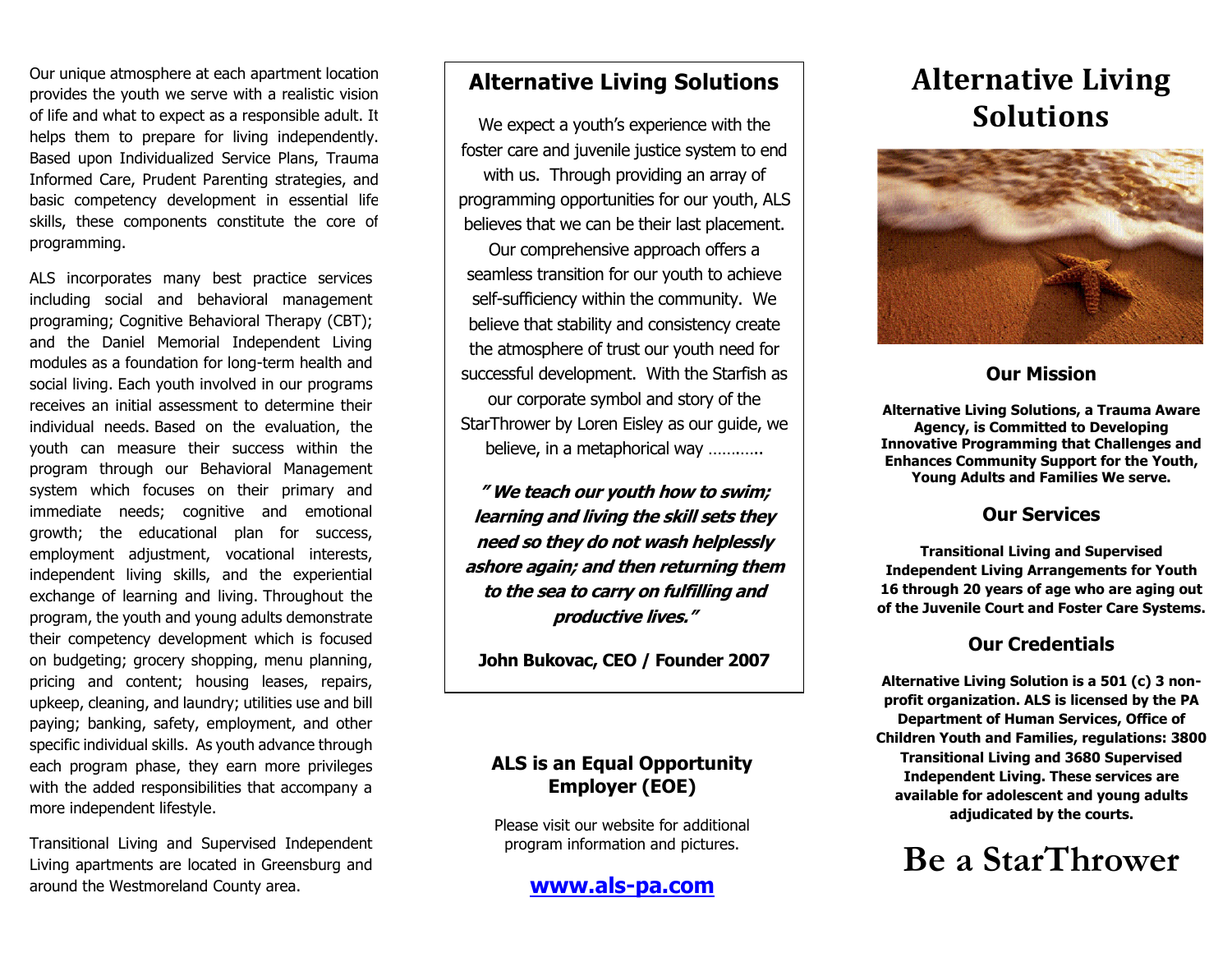Our unique atmosphere at each apartment location provides the youth we serve with a realistic vision of life and what to expect as a responsible adult. It helps them to prepare for living independently. Based upon Individualized Service Plans, Trauma Informed Care, Prudent Parenting strategies, and basic competency development in essential life skills, these components constitute the core of programming.

ALS incorporates many best practice services including social and behavioral management programing; Cognitive Behavioral Therapy (CBT); and the Daniel Memorial Independent Living modules as a foundation for long-term health and social living. Each youth involved in our programs receives an initial assessment to determine their individual needs. Based on the evaluation, the youth can measure their success within the program through our Behavioral Management system which focuses on their primary and immediate needs; cognitive and emotional growth; the educational plan for success, employment adjustment, vocational interests, independent living skills, and the experiential exchange of learning and living. Throughout the program, the youth and young adults demonstrate their competency development which is focused on budgeting; grocery shopping, menu planning, pricing and content; housing leases, repairs, upkeep, cleaning, and laundry; utilities use and bill paying; banking, safety, employment, and other specific individual skills. As youth advance through each program phase, they earn more privileges with the added responsibilities that accompany a more independent lifestyle.

Transitional Living and Supervised Independent Living apartments are located in Greensburg and around the Westmoreland County area.

## Alternative Living Solutions

We expect a youth's experience with the foster care and juvenile justice system to end with us. Through providing an array of programming opportunities for our youth, ALS believes that we can be their last placement. Our comprehensive approach offers a seamless transition for our youth to achieve self-sufficiency within the community. We believe that stability and consistency create the atmosphere of trust our youth need for successful development. With the Starfish as our corporate symbol and story of the StarThrower by Loren Eisley as our guide, we believe, in a metaphorical way ………..

***" We teach our youth how to swim; learning and living the skill sets they need so they do not wash helplessly ashore again; and then returning them to the sea to carry on fulfilling and productive lives."***

**John Bukovac, CEO / Founder 2007**

### ALS is an Equal Opportunity Employer (EOE)

Please visit our website for additional program information and pictures.

**www.als-pa.com**

# Alternative Living Solutions

### Our Mission

**Alternative Living Solutions, a Trauma Aware Agency, is Committed to Developing Innovative Programming that Challenges and Enhances Community Support for the Youth, Young Adults and Families We serve.**

### Our Services

**Transitional Living and Supervised Independent Living Arrangements for Youth 16 through 20 years of age who are aging out of the Juvenile Court and Foster Care Systems.**

### Our Credentials

**Alternative Living Solution is a 501 (c) 3 non-profit organization. ALS is licensed by the PA Department of Human Services, Office of Children Youth and Families, regulations: 3800 Transitional Living and 3680 Supervised Independent Living. These services are available for adolescent and young adults adjudicated by the courts.**

# Be a StarThrower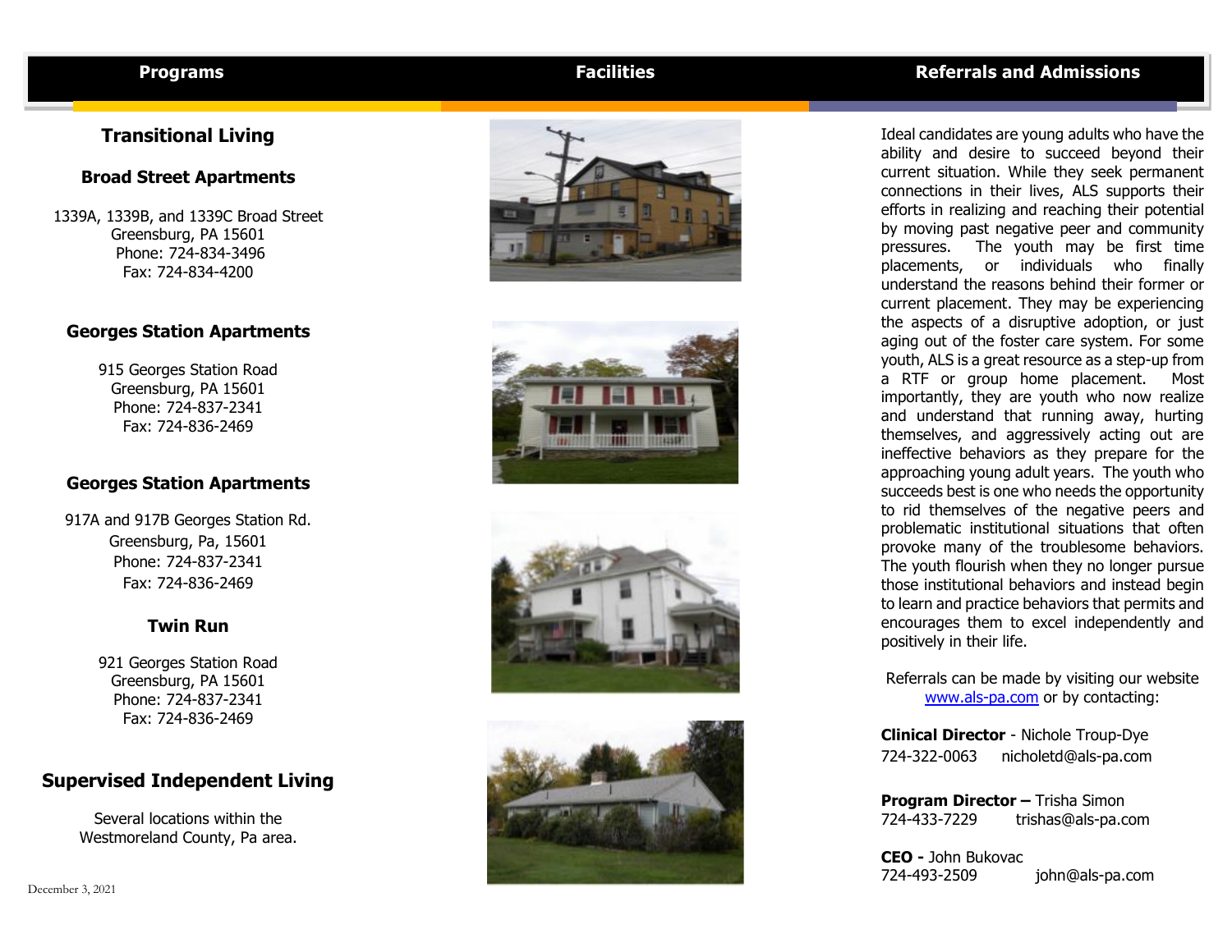## Programs

### Transitional Living

#### Broad Street Apartments

1339A, 1339B, and 1339C Broad Street
Greensburg, PA 15601
Phone: 724-834-3496
Fax: 724-834-4200

#### Georges Station Apartments

915 Georges Station Road
Greensburg, PA 15601
Phone: 724-837-2341
Fax: 724-836-2469

#### Georges Station Apartments

917A and 917B Georges Station Rd.
Greensburg, Pa, 15601
Phone: 724-837-2341
Fax: 724-836-2469

#### Twin Run

921 Georges Station Road
Greensburg, PA 15601
Phone: 724-837-2341
Fax: 724-836-2469

### Supervised Independent Living

Several locations within the Westmoreland County, Pa area.

December 3, 2021

## Facilities

## Referrals and Admissions

Ideal candidates are young adults who have the ability and desire to succeed beyond their current situation. While they seek permanent connections in their lives, ALS supports their efforts in realizing and reaching their potential by moving past negative peer and community pressures. The youth may be first time placements, or individuals who finally understand the reasons behind their former or current placement. They may be experiencing the aspects of a disruptive adoption, or just aging out of the foster care system. For some youth, ALS is a great resource as a step-up from a RTF or group home placement. Most importantly, they are youth who now realize and understand that running away, hurting themselves, and aggressively acting out are ineffective behaviors as they prepare for the approaching young adult years. The youth who succeeds best is one who needs the opportunity to rid themselves of the negative peers and problematic institutional situations that often provoke many of the troublesome behaviors. The youth flourish when they no longer pursue those institutional behaviors and instead begin to learn and practice behaviors that permits and encourages them to excel independently and positively in their life.

Referrals can be made by visiting our website [www.als-pa.com](http://www.als-pa.com) or by contacting:

**Clinical Director** - Nichole Troup-Dye
724-322-0063 nicholetd@als-pa.com

**Program Director –** Trisha Simon
724-433-7229 trishas@als-pa.com

**CEO -** John Bukovac
724-493-2509 john@als-pa.com